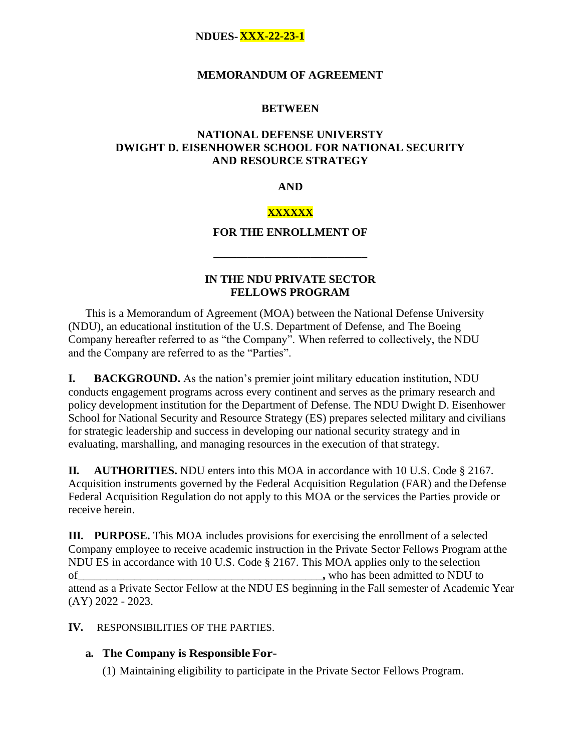**NDUES- XXX-22-23-1**

**MEMORANDUM OF AGREEMENT**

**BETWEEN**

**NATIONAL DEFENSE UNIVERSTY**
**DWIGHT D. EISENHOWER SCHOOL FOR NATIONAL SECURITY AND RESOURCE STRATEGY**

**AND**

**XXXXXX**

**FOR THE ENROLLMENT OF**

**___________________________**

**IN THE NDU PRIVATE SECTOR FELLOWS PROGRAM**

This is a Memorandum of Agreement (MOA) between the National Defense University (NDU), an educational institution of the U.S. Department of Defense, and The Boeing Company hereafter referred to as "the Company". When referred to collectively, the NDU and the Company are referred to as the "Parties".

**I. BACKGROUND.** As the nation's premier joint military education institution, NDU conducts engagement programs across every continent and serves as the primary research and policy development institution for the Department of Defense. The NDU Dwight D. Eisenhower School for National Security and Resource Strategy (ES) prepares selected military and civilians for strategic leadership and success in developing our national security strategy and in evaluating, marshalling, and managing resources in the execution of that strategy.

**II. AUTHORITIES.** NDU enters into this MOA in accordance with 10 U.S. Code § 2167. Acquisition instruments governed by the Federal Acquisition Regulation (FAR) and the Defense Federal Acquisition Regulation do not apply to this MOA or the services the Parties provide or receive herein.

**III. PURPOSE.** This MOA includes provisions for exercising the enrollment of a selected Company employee to receive academic instruction in the Private Sector Fellows Program at the NDU ES in accordance with 10 U.S. Code § 2167. This MOA applies only to the selection of__________________________________________**,** who has been admitted to NDU to attend as a Private Sector Fellow at the NDU ES beginning in the Fall semester of Academic Year (AY) 2022 - 2023.

**IV.** RESPONSIBILITIES OF THE PARTIES.

**a. The Company is Responsible For-**

(1) Maintaining eligibility to participate in the Private Sector Fellows Program.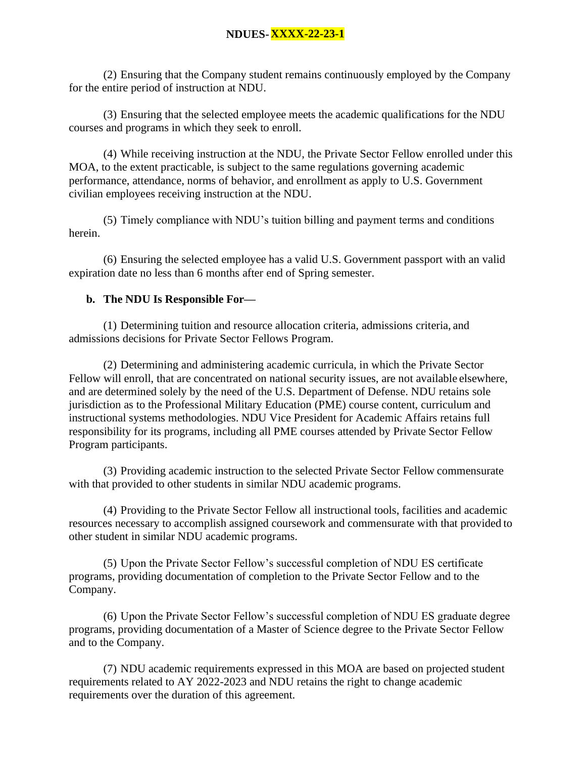(2) Ensuring that the Company student remains continuously employed by the Company for the entire period of instruction at NDU.

(3) Ensuring that the selected employee meets the academic qualifications for the NDU courses and programs in which they seek to enroll.

(4) While receiving instruction at the NDU, the Private Sector Fellow enrolled under this MOA, to the extent practicable, is subject to the same regulations governing academic performance, attendance, norms of behavior, and enrollment as apply to U.S. Government civilian employees receiving instruction at the NDU.

(5) Timely compliance with NDU's tuition billing and payment terms and conditions herein.

(6) Ensuring the selected employee has a valid U.S. Government passport with an valid expiration date no less than 6 months after end of Spring semester.

**b. The NDU Is Responsible For—**

(1) Determining tuition and resource allocation criteria, admissions criteria, and admissions decisions for Private Sector Fellows Program.

(2) Determining and administering academic curricula, in which the Private Sector Fellow will enroll, that are concentrated on national security issues, are not available elsewhere, and are determined solely by the need of the U.S. Department of Defense. NDU retains sole jurisdiction as to the Professional Military Education (PME) course content, curriculum and instructional systems methodologies. NDU Vice President for Academic Affairs retains full responsibility for its programs, including all PME courses attended by Private Sector Fellow Program participants.

(3) Providing academic instruction to the selected Private Sector Fellow commensurate with that provided to other students in similar NDU academic programs.

(4) Providing to the Private Sector Fellow all instructional tools, facilities and academic resources necessary to accomplish assigned coursework and commensurate with that provided to other student in similar NDU academic programs.

(5) Upon the Private Sector Fellow's successful completion of NDU ES certificate programs, providing documentation of completion to the Private Sector Fellow and to the Company.

(6) Upon the Private Sector Fellow's successful completion of NDU ES graduate degree programs, providing documentation of a Master of Science degree to the Private Sector Fellow and to the Company.

(7) NDU academic requirements expressed in this MOA are based on projected student requirements related to AY 2022-2023 and NDU retains the right to change academic requirements over the duration of this agreement.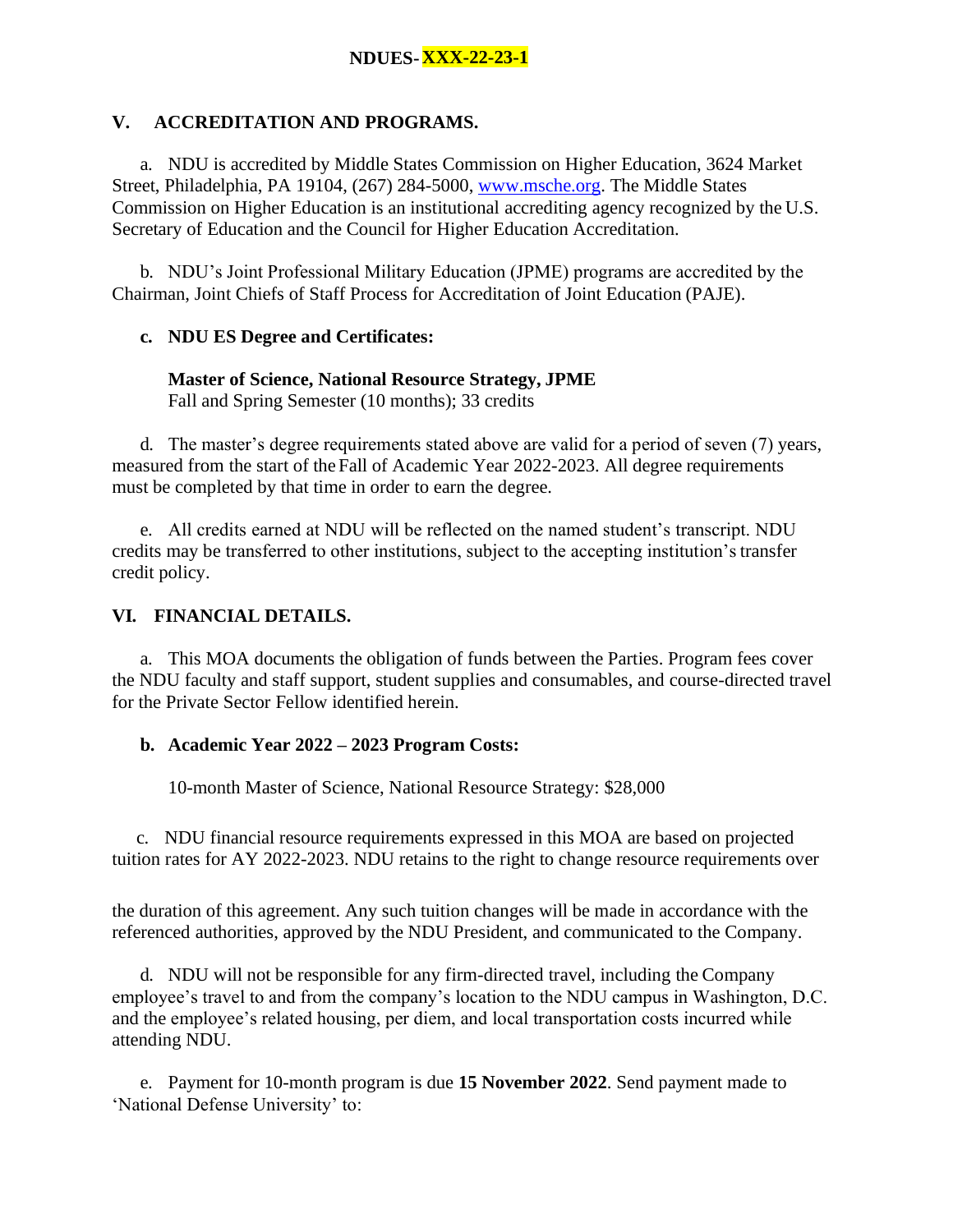## V. ACCREDITATION AND PROGRAMS.

a. NDU is accredited by Middle States Commission on Higher Education, 3624 Market Street, Philadelphia, PA 19104, (267) 284-5000, www.msche.org. The Middle States Commission on Higher Education is an institutional accrediting agency recognized by the U.S. Secretary of Education and the Council for Higher Education Accreditation.

b. NDU's Joint Professional Military Education (JPME) programs are accredited by the Chairman, Joint Chiefs of Staff Process for Accreditation of Joint Education (PAJE).

**c. NDU ES Degree and Certificates:**

**Master of Science, National Resource Strategy, JPME**
Fall and Spring Semester (10 months); 33 credits

d. The master's degree requirements stated above are valid for a period of seven (7) years, measured from the start of the Fall of Academic Year 2022-2023. All degree requirements must be completed by that time in order to earn the degree.

e. All credits earned at NDU will be reflected on the named student's transcript. NDU credits may be transferred to other institutions, subject to the accepting institution's transfer credit policy.

## VI. FINANCIAL DETAILS.

a. This MOA documents the obligation of funds between the Parties. Program fees cover the NDU faculty and staff support, student supplies and consumables, and course-directed travel for the Private Sector Fellow identified herein.

**b. Academic Year 2022 – 2023 Program Costs:**

10-month Master of Science, National Resource Strategy: $28,000

c. NDU financial resource requirements expressed in this MOA are based on projected tuition rates for AY 2022-2023. NDU retains to the right to change resource requirements over the duration of this agreement. Any such tuition changes will be made in accordance with the referenced authorities, approved by the NDU President, and communicated to the Company.

d. NDU will not be responsible for any firm-directed travel, including the Company employee's travel to and from the company's location to the NDU campus in Washington, D.C. and the employee's related housing, per diem, and local transportation costs incurred while attending NDU.

e. Payment for 10-month program is due **15 November 2022**. Send payment made to 'National Defense University' to: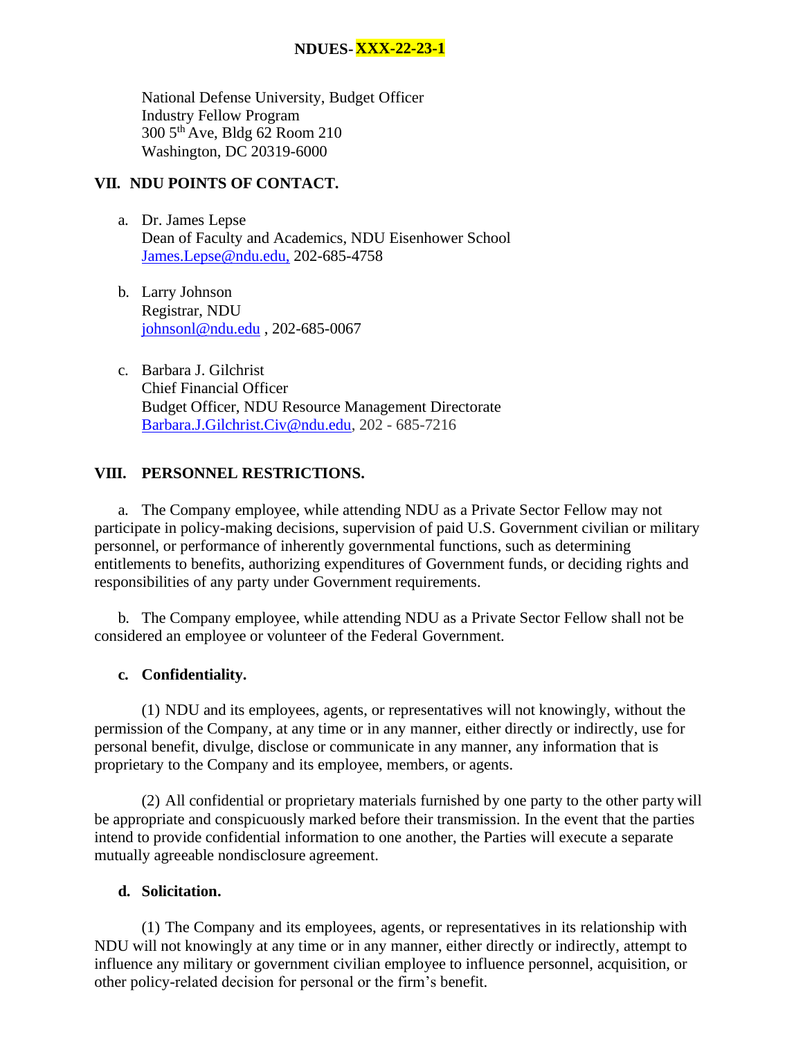National Defense University, Budget Officer
Industry Fellow Program
300 5th Ave, Bldg 62 Room 210
Washington, DC 20319-6000

## VII. NDU POINTS OF CONTACT.

a. Dr. James Lepse
Dean of Faculty and Academics, NDU Eisenhower School
James.Lepse@ndu.edu, 202-685-4758

b. Larry Johnson
Registrar, NDU
johnsonl@ndu.edu , 202-685-0067

c. Barbara J. Gilchrist
Chief Financial Officer
Budget Officer, NDU Resource Management Directorate
Barbara.J.Gilchrist.Civ@ndu.edu, 202 - 685-7216

## VIII. PERSONNEL RESTRICTIONS.

a. The Company employee, while attending NDU as a Private Sector Fellow may not participate in policy-making decisions, supervision of paid U.S. Government civilian or military personnel, or performance of inherently governmental functions, such as determining entitlements to benefits, authorizing expenditures of Government funds, or deciding rights and responsibilities of any party under Government requirements.

b. The Company employee, while attending NDU as a Private Sector Fellow shall not be considered an employee or volunteer of the Federal Government.

**c. Confidentiality.**

(1) NDU and its employees, agents, or representatives will not knowingly, without the permission of the Company, at any time or in any manner, either directly or indirectly, use for personal benefit, divulge, disclose or communicate in any manner, any information that is proprietary to the Company and its employee, members, or agents.

(2) All confidential or proprietary materials furnished by one party to the other party will be appropriate and conspicuously marked before their transmission. In the event that the parties intend to provide confidential information to one another, the Parties will execute a separate mutually agreeable nondisclosure agreement.

**d. Solicitation.**

(1) The Company and its employees, agents, or representatives in its relationship with NDU will not knowingly at any time or in any manner, either directly or indirectly, attempt to influence any military or government civilian employee to influence personnel, acquisition, or other policy-related decision for personal or the firm's benefit.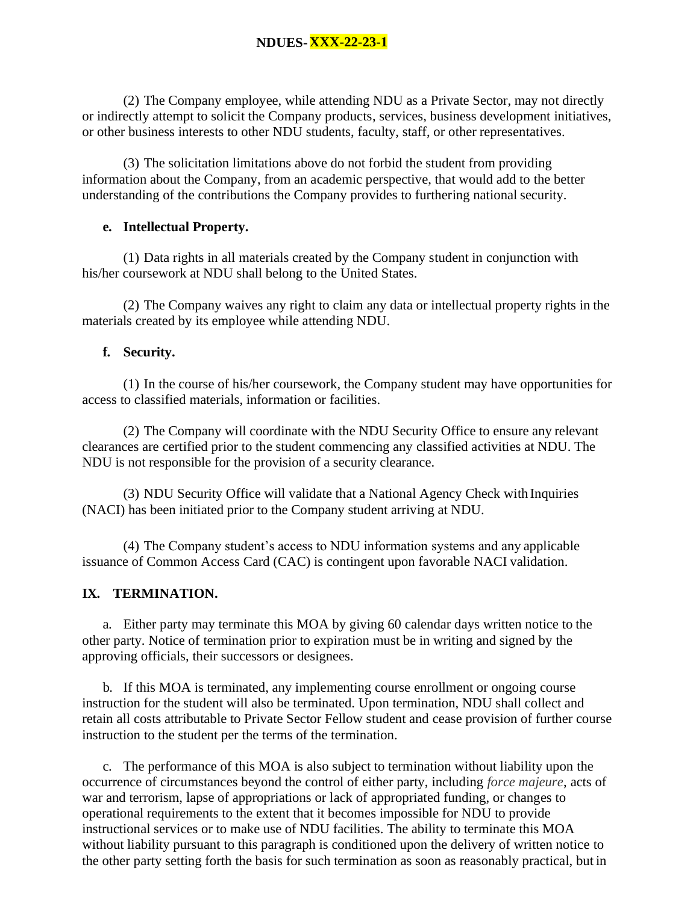(2) The Company employee, while attending NDU as a Private Sector, may not directly or indirectly attempt to solicit the Company products, services, business development initiatives, or other business interests to other NDU students, faculty, staff, or other representatives.

(3) The solicitation limitations above do not forbid the student from providing information about the Company, from an academic perspective, that would add to the better understanding of the contributions the Company provides to furthering national security.

**e. Intellectual Property.**

(1) Data rights in all materials created by the Company student in conjunction with his/her coursework at NDU shall belong to the United States.

(2) The Company waives any right to claim any data or intellectual property rights in the materials created by its employee while attending NDU.

**f. Security.**

(1) In the course of his/her coursework, the Company student may have opportunities for access to classified materials, information or facilities.

(2) The Company will coordinate with the NDU Security Office to ensure any relevant clearances are certified prior to the student commencing any classified activities at NDU. The NDU is not responsible for the provision of a security clearance.

(3) NDU Security Office will validate that a National Agency Check with Inquiries (NACI) has been initiated prior to the Company student arriving at NDU.

(4) The Company student's access to NDU information systems and any applicable issuance of Common Access Card (CAC) is contingent upon favorable NACI validation.

## IX. TERMINATION.

a. Either party may terminate this MOA by giving 60 calendar days written notice to the other party. Notice of termination prior to expiration must be in writing and signed by the approving officials, their successors or designees.

b. If this MOA is terminated, any implementing course enrollment or ongoing course instruction for the student will also be terminated. Upon termination, NDU shall collect and retain all costs attributable to Private Sector Fellow student and cease provision of further course instruction to the student per the terms of the termination.

c. The performance of this MOA is also subject to termination without liability upon the occurrence of circumstances beyond the control of either party, including *force majeure*, acts of war and terrorism, lapse of appropriations or lack of appropriated funding, or changes to operational requirements to the extent that it becomes impossible for NDU to provide instructional services or to make use of NDU facilities. The ability to terminate this MOA without liability pursuant to this paragraph is conditioned upon the delivery of written notice to the other party setting forth the basis for such termination as soon as reasonably practical, but in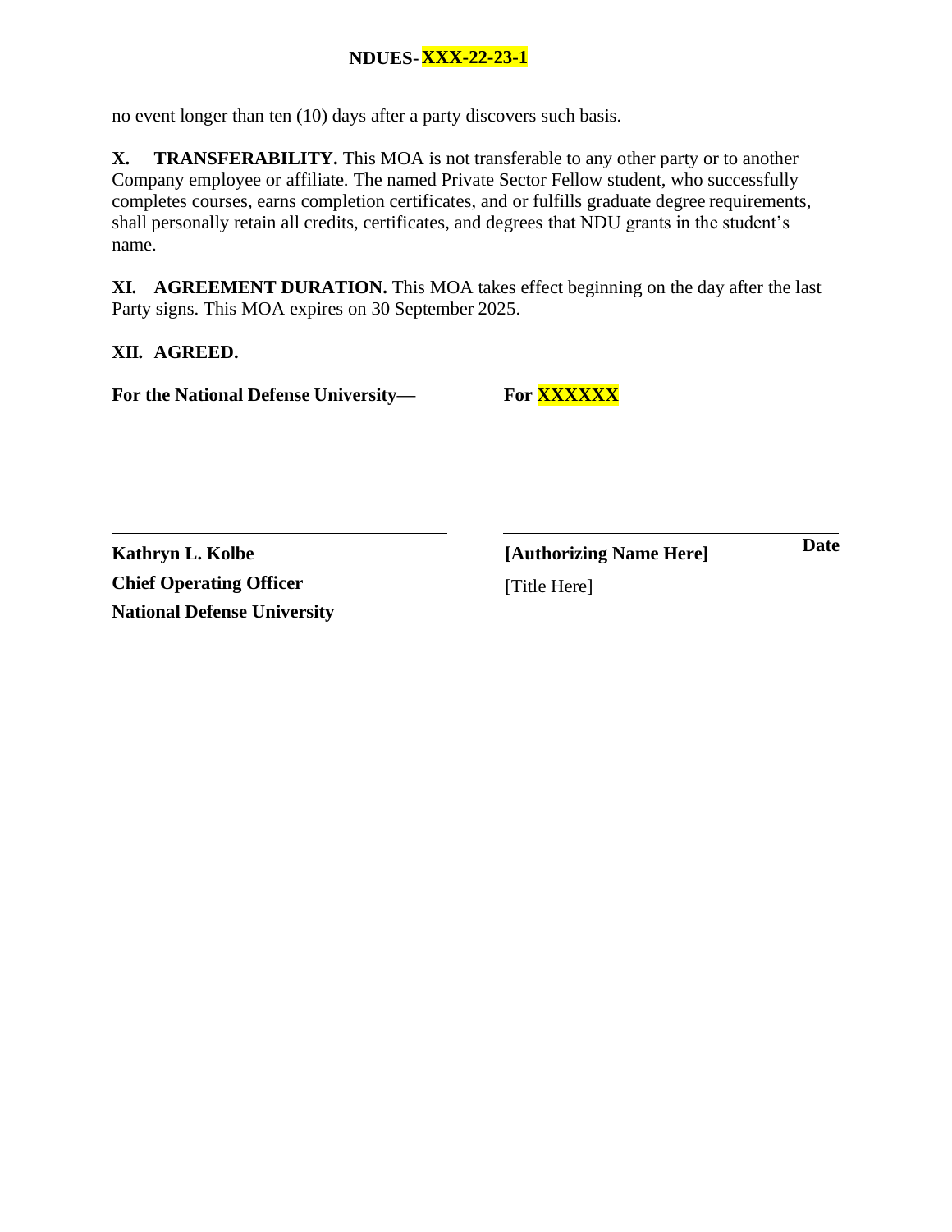no event longer than ten (10) days after a party discovers such basis.

**X. TRANSFERABILITY.** This MOA is not transferable to any other party or to another Company employee or affiliate. The named Private Sector Fellow student, who successfully completes courses, earns completion certificates, and or fulfills graduate degree requirements, shall personally retain all credits, certificates, and degrees that NDU grants in the student's name.

**XI. AGREEMENT DURATION.** This MOA takes effect beginning on the day after the last Party signs. This MOA expires on 30 September 2025.

**XII. AGREED.**

**For the National Defense University—**

**Kathryn L. Kolbe**
**Chief Operating Officer**
**National Defense University**

**For XXXXXX**

**[Authorizing Name Here]** **Date**
[Title Here]